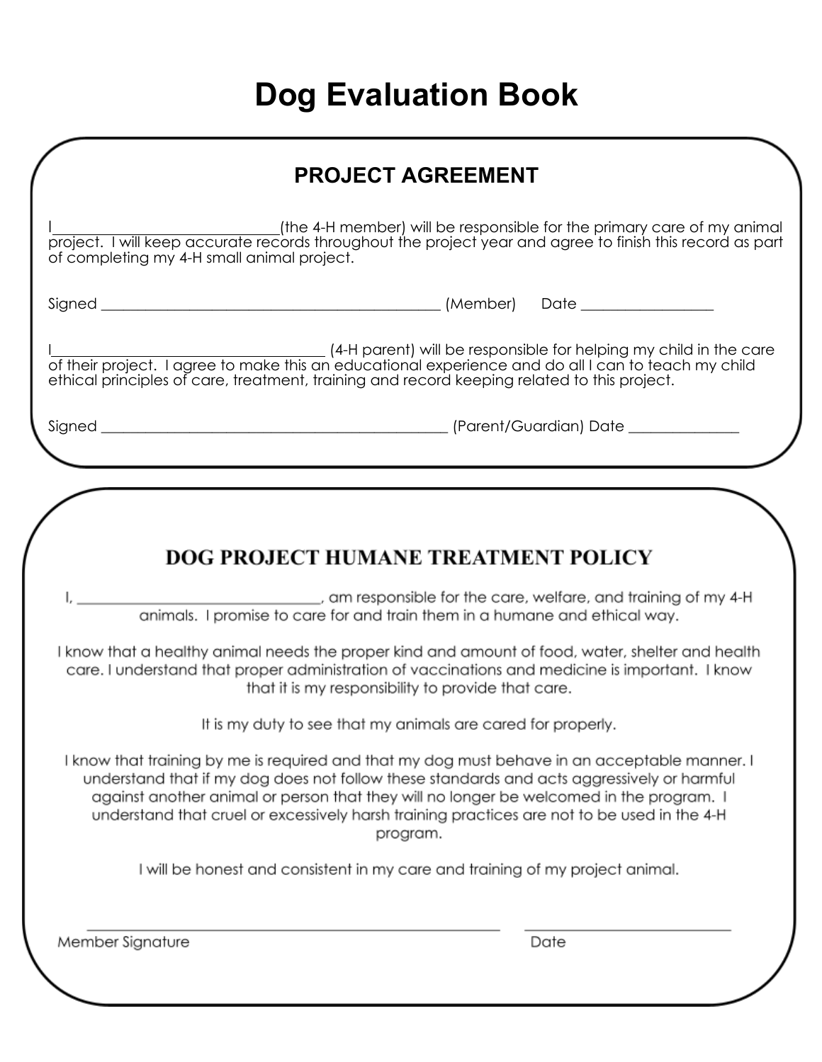# Dog Evaluation Book

## PROJECT AGREEMENT

I________________________________(the 4-H member) will be responsible for the primary care of my animal project. I will keep accurate records throughout the project year and agree to finish this record as part of completing my 4-H small animal project.

Signed ________________________________________________ (Member) Date __________________

I_____________________________________ (4-H parent) will be responsible for helping my child in the care of their project. I agree to make this an educational experience and do all I can to teach my child ethical principles of care, treatment, training and record keeping related to this project.

Signed ________________________________________________ (Parent/Guardian) Date _______________

## DOG PROJECT HUMANE TREATMENT POLICY

I, _________________________________, am responsible for the care, welfare, and training of my 4-H animals. I promise to care for and train them in a humane and ethical way.

I know that a healthy animal needs the proper kind and amount of food, water, shelter and health care. I understand that proper administration of vaccinations and medicine is important. I know that it is my responsibility to provide that care.

It is my duty to see that my animals are cared for properly.

I know that training by me is required and that my dog must behave in an acceptable manner. I understand that if my dog does not follow these standards and acts aggressively or harmful against another animal or person that they will no longer be welcomed in the program. I understand that cruel or excessively harsh training practices are not to be used in the 4-H program.

I will be honest and consistent in my care and training of my project animal.

___________________________________________________________ ____________________________

Member Signature Date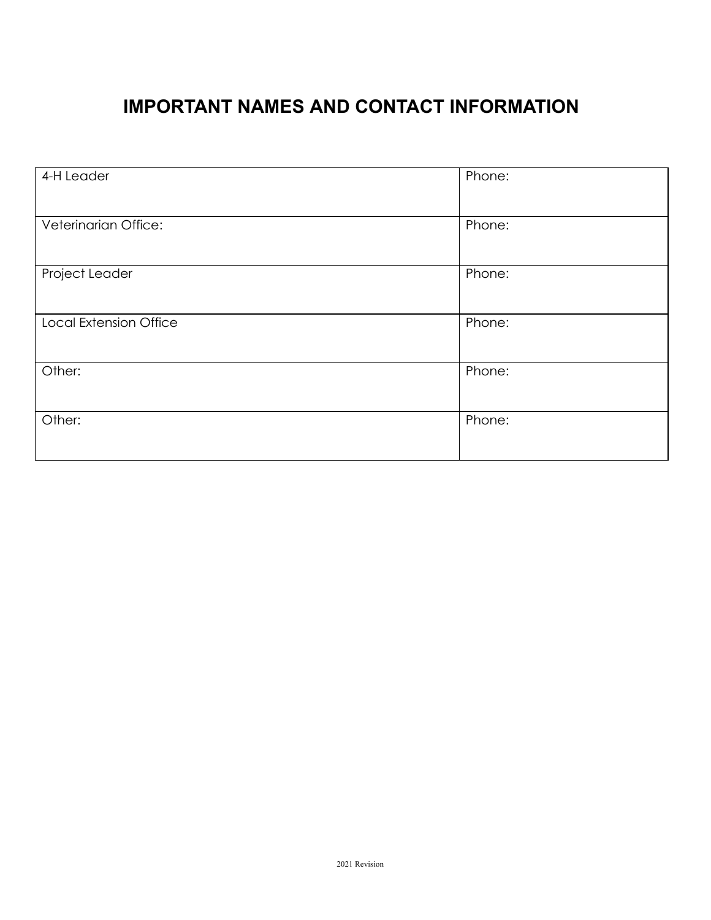# IMPORTANT NAMES AND CONTACT INFORMATION

| 4-H Leader | Phone: |
|---|---|
| Veterinarian Office: | Phone: |
| Project Leader | Phone: |
| Local Extension Office | Phone: |
| Other: | Phone: |
| Other: | Phone: |

2021 Revision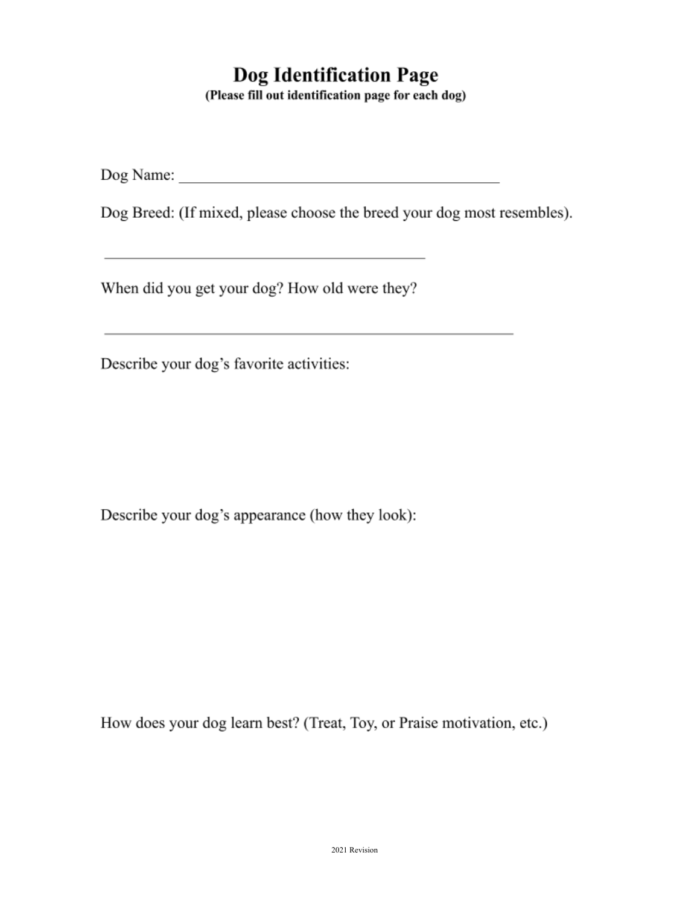# Dog Identification Page

**(Please fill out identification page for each dog)**

Dog Name: ________________________________________

Dog Breed: (If mixed, please choose the breed your dog most resembles).

________________________________________

When did you get your dog? How old were they?

____________________________________________________

Describe your dog's favorite activities:

Describe your dog's appearance (how they look):

How does your dog learn best? (Treat, Toy, or Praise motivation, etc.)

2021 Revision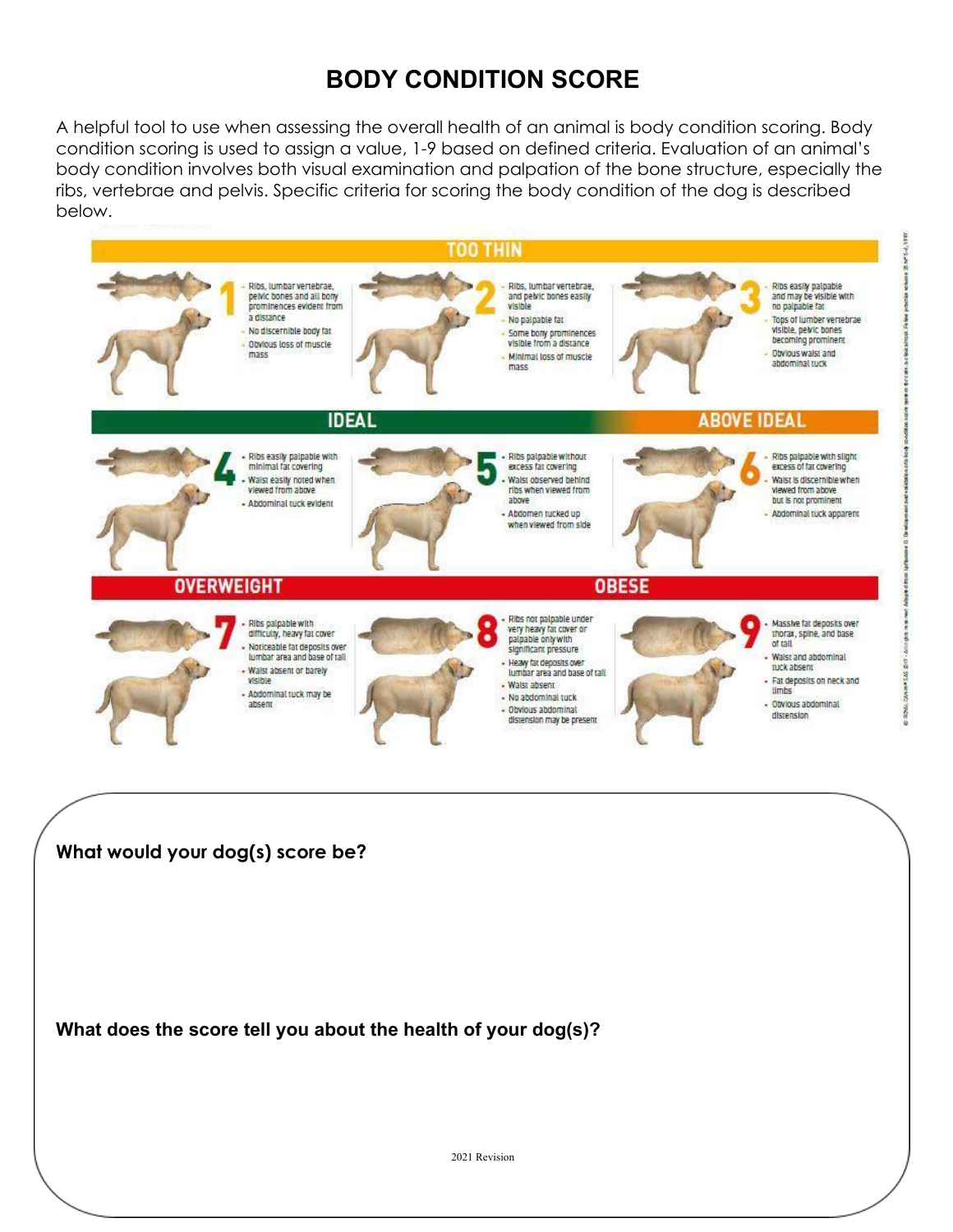# BODY CONDITION SCORE

A helpful tool to use when assessing the overall health of an animal is body condition scoring. Body condition scoring is used to assign a value, 1-9 based on defined criteria. Evaluation of an animal's body condition involves both visual examination and palpation of the bone structure, especially the ribs, vertebrae and pelvis. Specific criteria for scoring the body condition of the dog is described below.

## TOO THIN

**1**
- Ribs, lumbar vertebrae, pelvic bones and all bony prominences evident from a distance
- No discernible body fat
- Obvious loss of muscle mass

**2**
- Ribs, lumbar vertebrae, and pelvic bones easily visible
- No palpable fat
- Some bony prominences visible from a distance
- Minimal loss of muscle mass

**3**
- Ribs easily palpable and may be visible with no palpable fat
- Tops of lumbar vertebrae visible, pelvic bones becoming prominent
- Obvious waist and abdominal tuck

## IDEAL

**4**
- Ribs easily palpable with minimal fat covering
- Waist easily noted when viewed from above
- Abdominal tuck evident

**5**
- Ribs palpable without excess fat covering
- Waist observed behind ribs when viewed from above
- Abdomen tucked up when viewed from side

## ABOVE IDEAL

**6**
- Ribs palpable with slight excess of fat covering
- Waist is discernible when viewed from above but is not prominent
- Abdominal tuck apparent

## OVERWEIGHT

**7**
- Ribs palpable with difficulty, heavy fat cover
- Noticeable fat deposits over lumbar area and base of tail
- Waist absent or barely visible
- Abdominal tuck may be absent

## OBESE

**8**
- Ribs not palpable under very heavy fat cover or palpable only with significant pressure
- Heavy fat deposits over lumbar area and base of tail
- Waist absent
- No abdominal tuck
- Obvious abdominal distension may be present

**9**
- Massive fat deposits over thorax, spine, and base of tail
- Waist and abdominal tuck absent
- Fat deposits on neck and limbs
- Obvious abdominal distension

**What would your dog(s) score be?**

**What does the score tell you about the health of your dog(s)?**

2021 Revision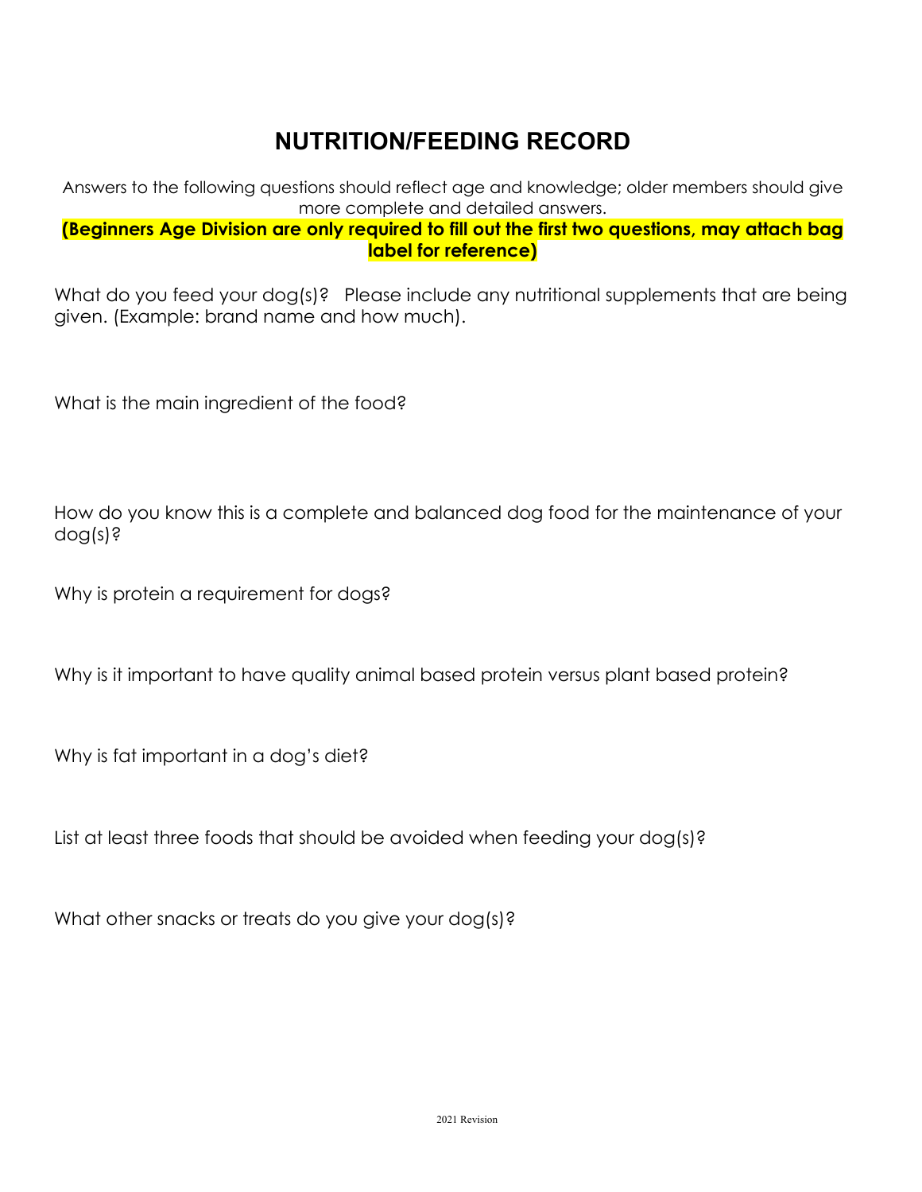# NUTRITION/FEEDING RECORD

Answers to the following questions should reflect age and knowledge; older members should give more complete and detailed answers.

**(Beginners Age Division are only required to fill out the first two questions, may attach bag label for reference)**

What do you feed your dog(s)? Please include any nutritional supplements that are being given. (Example: brand name and how much).

What is the main ingredient of the food?

How do you know this is a complete and balanced dog food for the maintenance of your dog(s)?

Why is protein a requirement for dogs?

Why is it important to have quality animal based protein versus plant based protein?

Why is fat important in a dog's diet?

List at least three foods that should be avoided when feeding your dog(s)?

What other snacks or treats do you give your dog(s)?

2021 Revision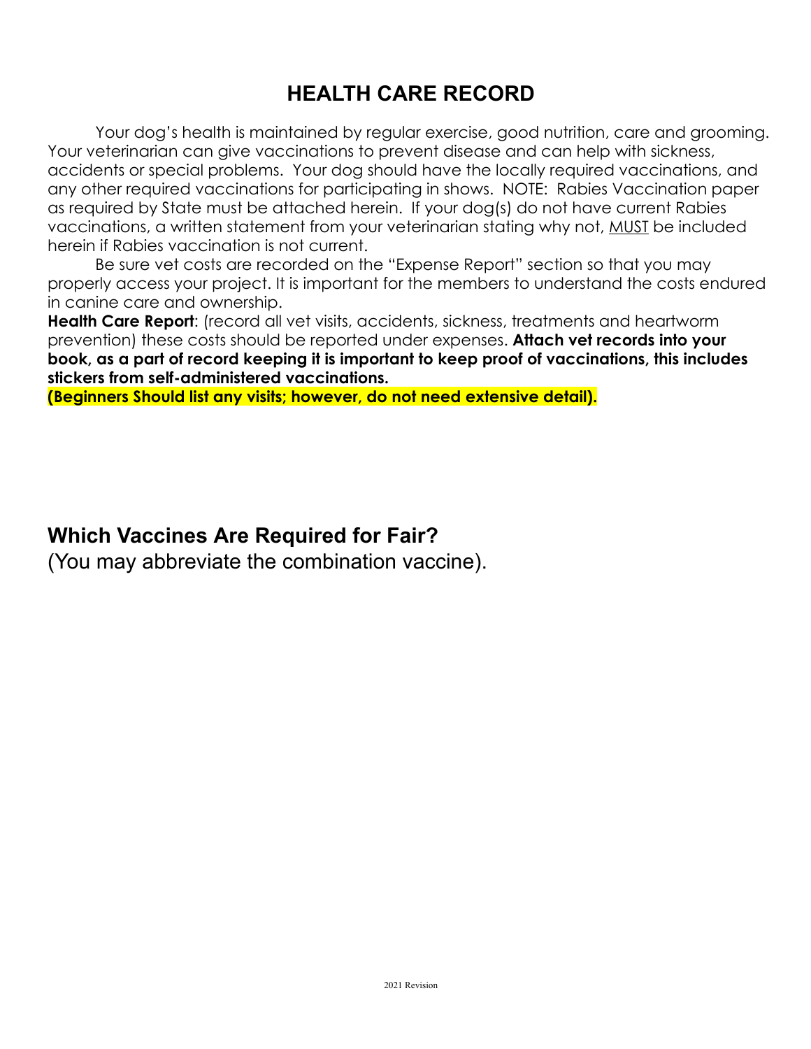# HEALTH CARE RECORD

Your dog's health is maintained by regular exercise, good nutrition, care and grooming. Your veterinarian can give vaccinations to prevent disease and can help with sickness, accidents or special problems. Your dog should have the locally required vaccinations, and any other required vaccinations for participating in shows. NOTE: Rabies Vaccination paper as required by State must be attached herein. If your dog(s) do not have current Rabies vaccinations, a written statement from your veterinarian stating why not, MUST be included herein if Rabies vaccination is not current.

Be sure vet costs are recorded on the "Expense Report" section so that you may properly access your project. It is important for the members to understand the costs endured in canine care and ownership.

**Health Care Report**: (record all vet visits, accidents, sickness, treatments and heartworm prevention) these costs should be reported under expenses. **Attach vet records into your book, as a part of record keeping it is important to keep proof of vaccinations, this includes stickers from self-administered vaccinations.**

**(Beginners Should list any visits; however, do not need extensive detail).**

## Which Vaccines Are Required for Fair?

(You may abbreviate the combination vaccine).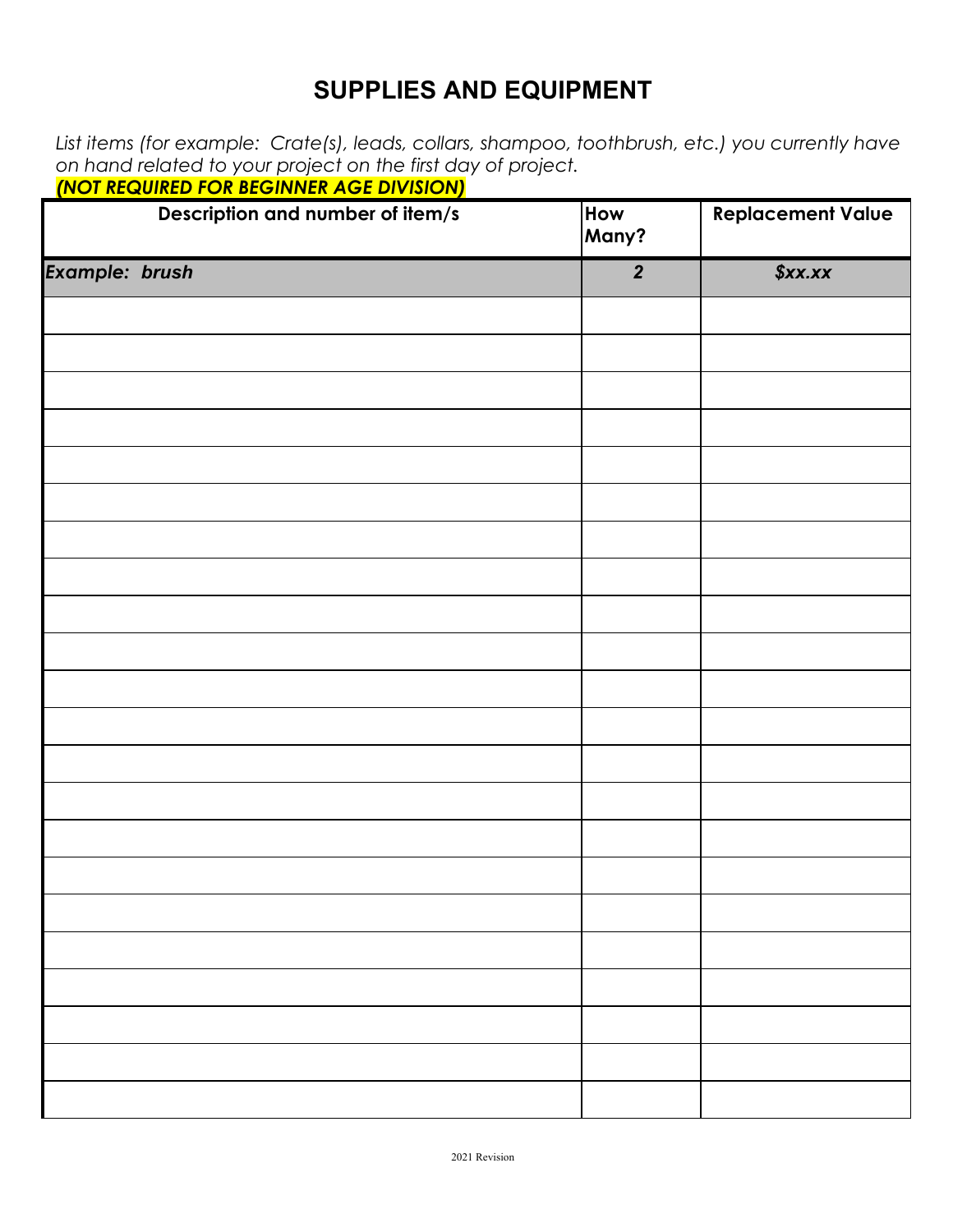# SUPPLIES AND EQUIPMENT

*List items (for example: Crate(s), leads, collars, shampoo, toothbrush, etc.) you currently have on hand related to your project on the first day of project.*

***(NOT REQUIRED FOR BEGINNER AGE DIVISION)***

| Description and number of item/s | How Many? | Replacement Value |
|---|---|---|
| ***Example: brush*** | ***2*** | ***$xx.xx*** |
| | | |
| | | |
| | | |
| | | |
| | | |
| | | |
| | | |
| | | |
| | | |
| | | |
| | | |
| | | |
| | | |
| | | |
| | | |
| | | |
| | | |
| | | |
| | | |
| | | |
| | | |
| | | |

2021 Revision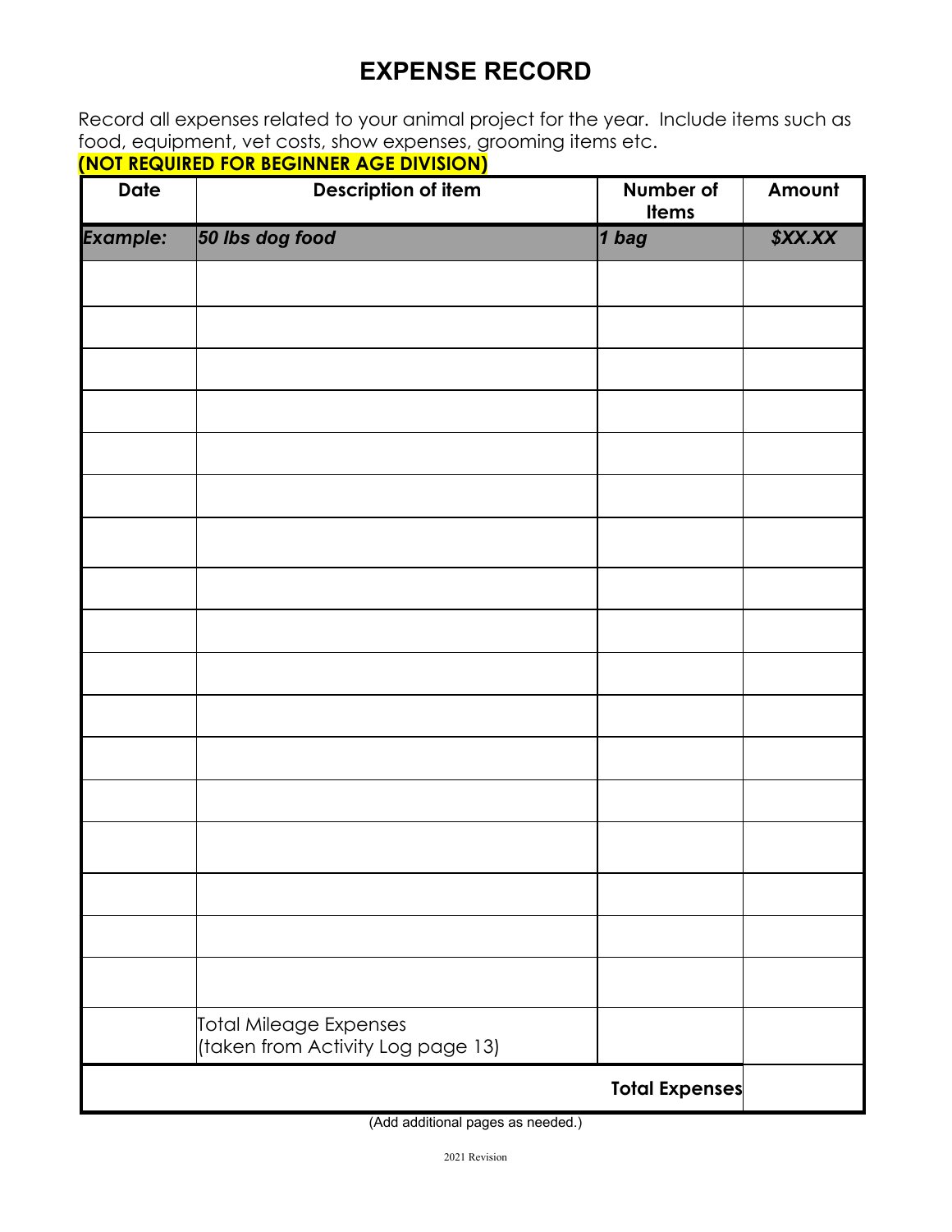# EXPENSE RECORD

Record all expenses related to your animal project for the year. Include items such as food, equipment, vet costs, show expenses, grooming items etc.

**(NOT REQUIRED FOR BEGINNER AGE DIVISION)**

| Date | Description of item | Number of Items | Amount |
|---|---|---|---|
| ***Example:*** | ***50 lbs dog food*** | ***1 bag*** | ***$XX.XX*** |
| | | | |
| | | | |
| | | | |
| | | | |
| | | | |
| | | | |
| | | | |
| | | | |
| | | | |
| | | | |
| | | | |
| | | | |
| | | | |
| | | | |
| | | | |
| | | | |
| | | | |
| | Total Mileage Expenses (taken from Activity Log page 13) | | |
| | | **Total Expenses** | |

(Add additional pages as needed.)

2021 Revision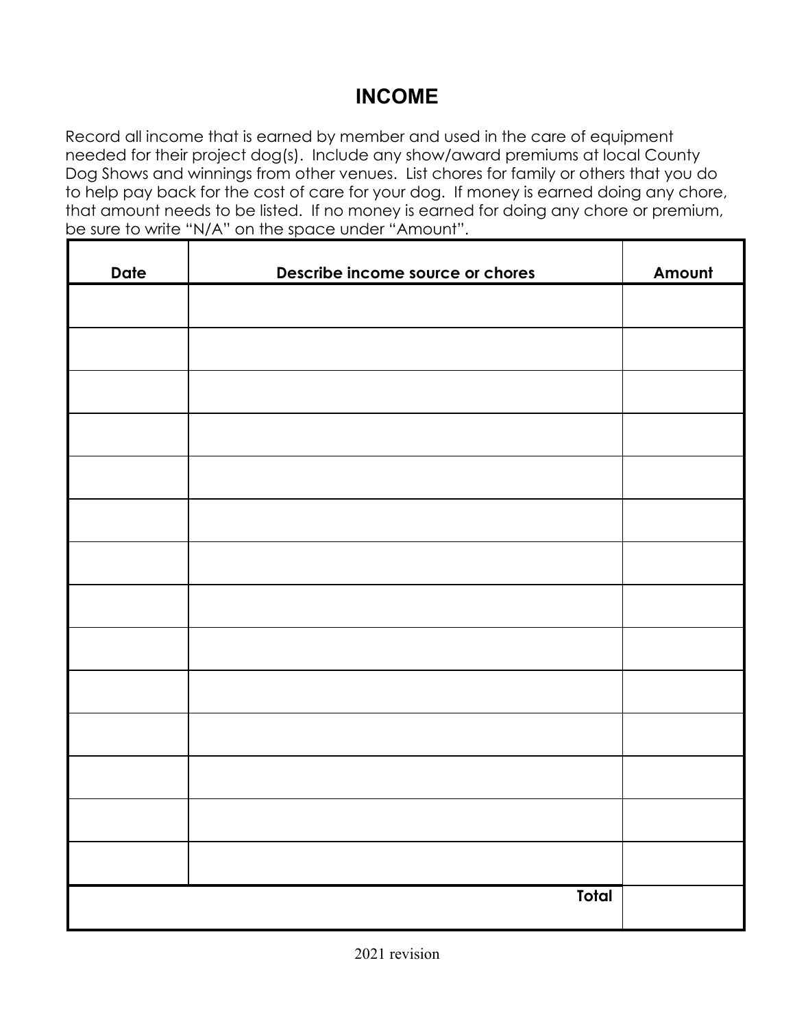# INCOME

Record all income that is earned by member and used in the care of equipment needed for their project dog(s). Include any show/award premiums at local County Dog Shows and winnings from other venues. List chores for family or others that you do to help pay back for the cost of care for your dog. If money is earned doing any chore, that amount needs to be listed. If no money is earned for doing any chore or premium, be sure to write "N/A" on the space under "Amount".

| Date | Describe income source or chores | Amount |
|---|---|---|
| | | |
| | | |
| | | |
| | | |
| | | |
| | | |
| | | |
| | | |
| | | |
| | | |
| | | |
| | | |
| | | |
| | | |
| | **Total** | |

2021 revision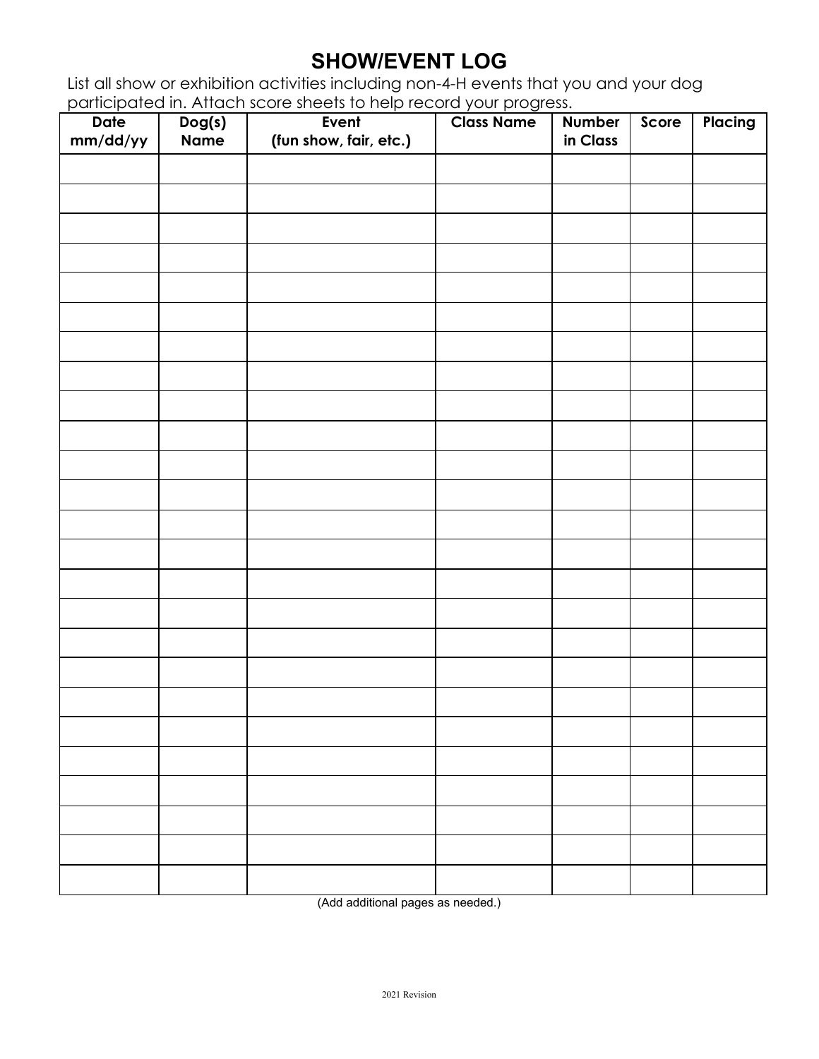# SHOW/EVENT LOG

List all show or exhibition activities including non-4-H events that you and your dog participated in. Attach score sheets to help record your progress.

| Date mm/dd/yy | Dog(s) Name | Event (fun show, fair, etc.) | Class Name | Number in Class | Score | Placing |
|---|---|---|---|---|---|---|
| | | | | | | |
| | | | | | | |
| | | | | | | |
| | | | | | | |
| | | | | | | |
| | | | | | | |
| | | | | | | |
| | | | | | | |
| | | | | | | |
| | | | | | | |
| | | | | | | |
| | | | | | | |
| | | | | | | |
| | | | | | | |
| | | | | | | |
| | | | | | | |
| | | | | | | |
| | | | | | | |
| | | | | | | |
| | | | | | | |
| | | | | | | |
| | | | | | | |
| | | | | | | |
| | | | | | | |
| | | | | | | |

(Add additional pages as needed.)

2021 Revision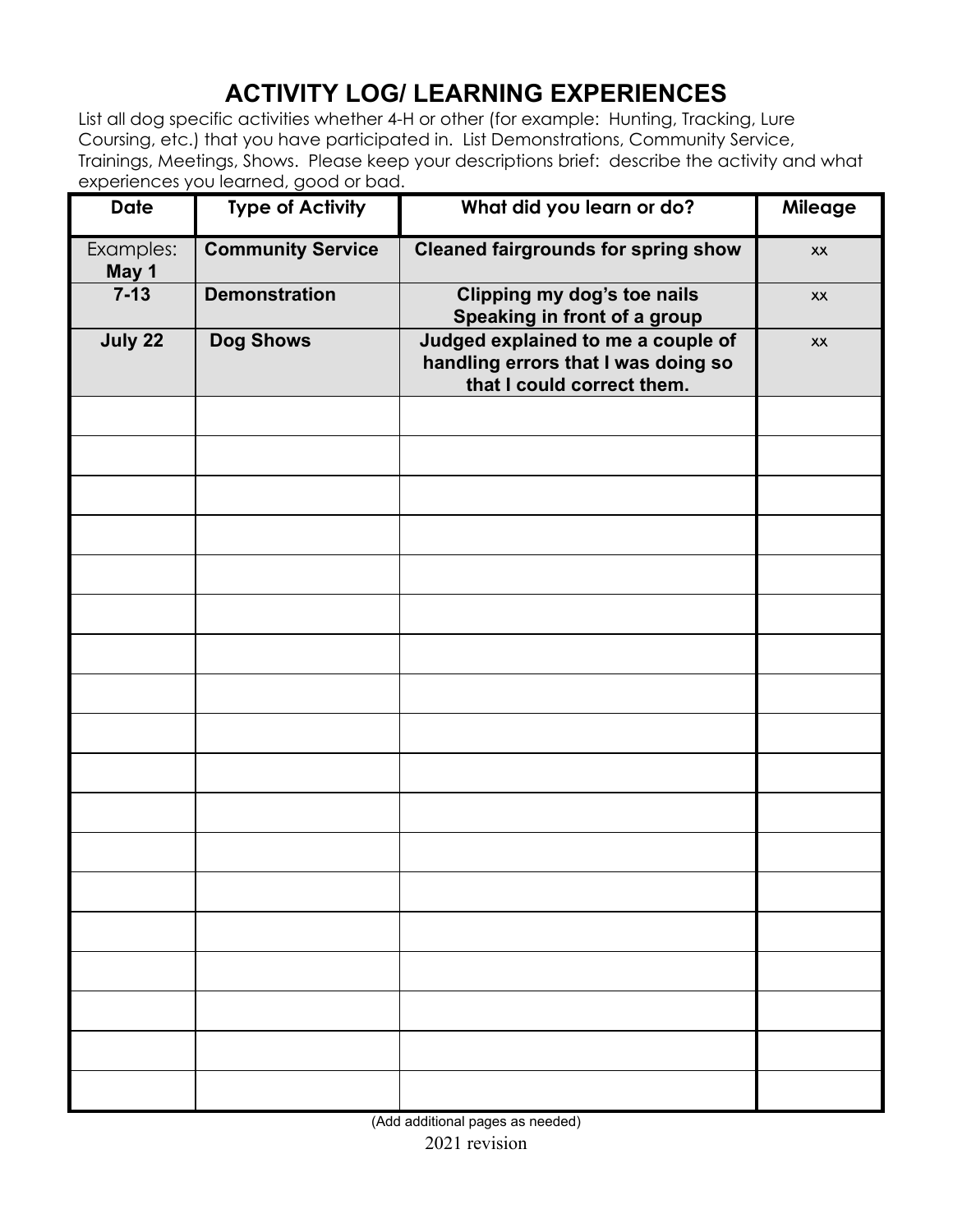# ACTIVITY LOG/ LEARNING EXPERIENCES

List all dog specific activities whether 4-H or other (for example: Hunting, Tracking, Lure Coursing, etc.) that you have participated in. List Demonstrations, Community Service, Trainings, Meetings, Shows. Please keep your descriptions brief: describe the activity and what experiences you learned, good or bad.

| Date | Type of Activity | What did you learn or do? | Mileage |
|---|---|---|---|
| Examples: **May 1** | **Community Service** | **Cleaned fairgrounds for spring show** | xx |
| **7-13** | **Demonstration** | **Clipping my dog's toe nails Speaking in front of a group** | xx |
| **July 22** | **Dog Shows** | **Judged explained to me a couple of handling errors that I was doing so that I could correct them.** | xx |
| | | | |
| | | | |
| | | | |
| | | | |
| | | | |
| | | | |
| | | | |
| | | | |
| | | | |
| | | | |
| | | | |
| | | | |
| | | | |
| | | | |
| | | | |
| | | | |
| | | | |
| | | | |

(Add additional pages as needed)

2021 revision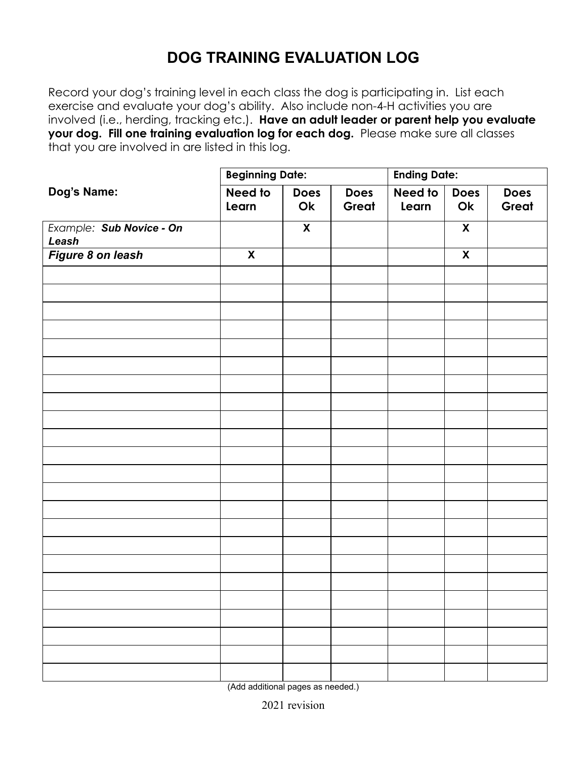# DOG TRAINING EVALUATION LOG

Record your dog's training level in each class the dog is participating in. List each exercise and evaluate your dog's ability. Also include non-4-H activities you are involved (i.e., herding, tracking etc.). **Have an adult leader or parent help you evaluate your dog. Fill one training evaluation log for each dog.** Please make sure all classes that you are involved in are listed in this log.

| | **Beginning Date:** | | | **Ending Date:** | | |
|---|---|---|---|---|---|---|
| **Dog's Name:** | **Need to Learn** | **Does Ok** | **Does Great** | **Need to Learn** | **Does Ok** | **Does Great** |
| *Example:* ***Sub Novice - On Leash*** | | **X** | | | **X** | |
| ***Figure 8 on leash*** | **X** | | | | **X** | |
| | | | | | | |
| | | | | | | |
| | | | | | | |
| | | | | | | |
| | | | | | | |
| | | | | | | |
| | | | | | | |
| | | | | | | |
| | | | | | | |
| | | | | | | |
| | | | | | | |
| | | | | | | |
| | | | | | | |
| | | | | | | |
| | | | | | | |
| | | | | | | |
| | | | | | | |
| | | | | | | |
| | | | | | | |
| | | | | | | |
| | | | | | | |
| | | | | | | |
| | | | | | | |

(Add additional pages as needed.)

2021 revision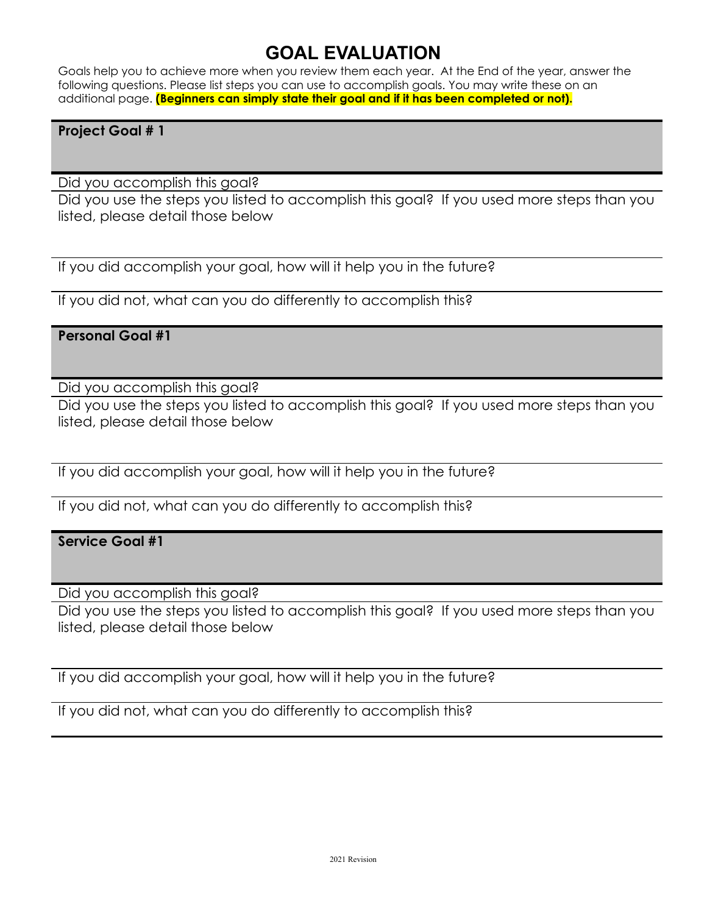# GOAL EVALUATION

Goals help you to achieve more when you review them each year. At the End of the year, answer the following questions. Please list steps you can use to accomplish goals. You may write these on an additional page. **(Beginners can simply state their goal and if it has been completed or not).**

**Project Goal # 1**

Did you accomplish this goal?

Did you use the steps you listed to accomplish this goal? If you used more steps than you listed, please detail those below

If you did accomplish your goal, how will it help you in the future?

If you did not, what can you do differently to accomplish this?

**Personal Goal #1**

Did you accomplish this goal?

Did you use the steps you listed to accomplish this goal? If you used more steps than you listed, please detail those below

If you did accomplish your goal, how will it help you in the future?

If you did not, what can you do differently to accomplish this?

**Service Goal #1**

Did you accomplish this goal?

Did you use the steps you listed to accomplish this goal? If you used more steps than you listed, please detail those below

If you did accomplish your goal, how will it help you in the future?

If you did not, what can you do differently to accomplish this?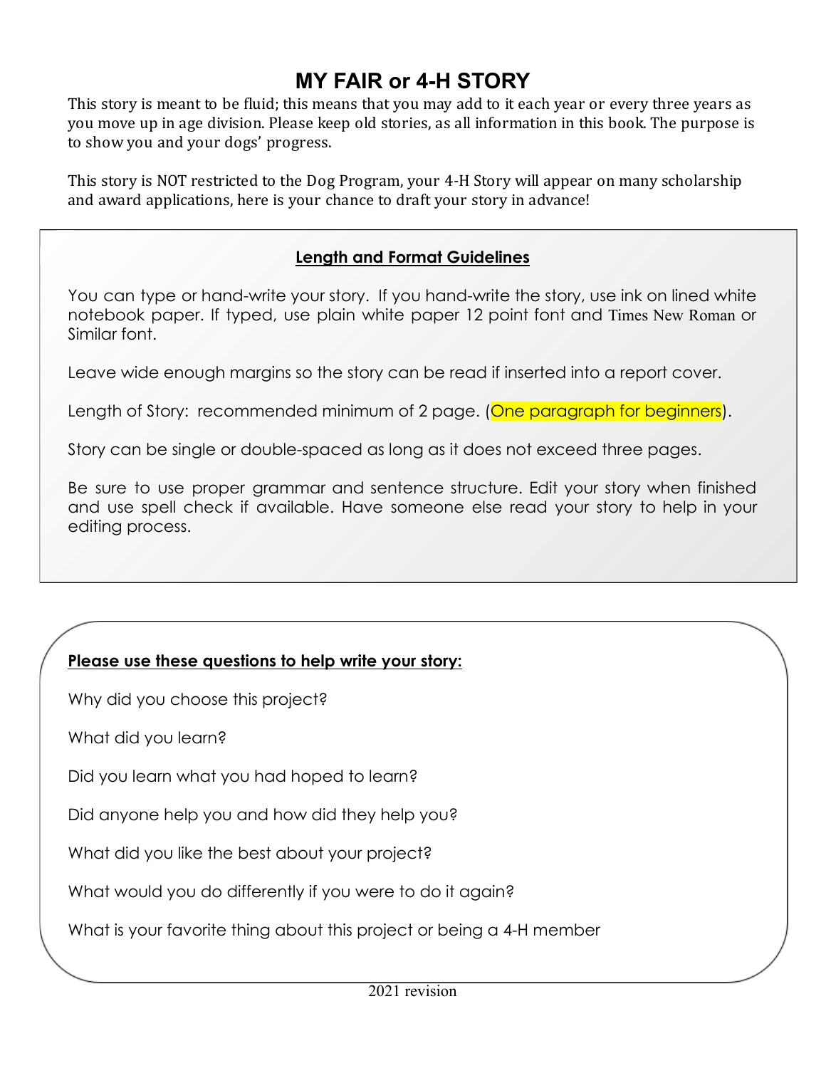# MY FAIR or 4-H STORY

This story is meant to be fluid; this means that you may add to it each year or every three years as you move up in age division. Please keep old stories, as all information in this book. The purpose is to show you and your dogs' progress.

This story is NOT restricted to the Dog Program, your 4-H Story will appear on many scholarship and award applications, here is your chance to draft your story in advance!

## Length and Format Guidelines

You can type or hand-write your story. If you hand-write the story, use ink on lined white notebook paper. If typed, use plain white paper 12 point font and Times New Roman or Similar font.

Leave wide enough margins so the story can be read if inserted into a report cover.

Length of Story: recommended minimum of 2 page. (One paragraph for beginners).

Story can be single or double-spaced as long as it does not exceed three pages.

Be sure to use proper grammar and sentence structure. Edit your story when finished and use spell check if available. Have someone else read your story to help in your editing process.

**Please use these questions to help write your story:**

Why did you choose this project?

What did you learn?

Did you learn what you had hoped to learn?

Did anyone help you and how did they help you?

What did you like the best about your project?

What would you do differently if you were to do it again?

What is your favorite thing about this project or being a 4-H member

2021 revision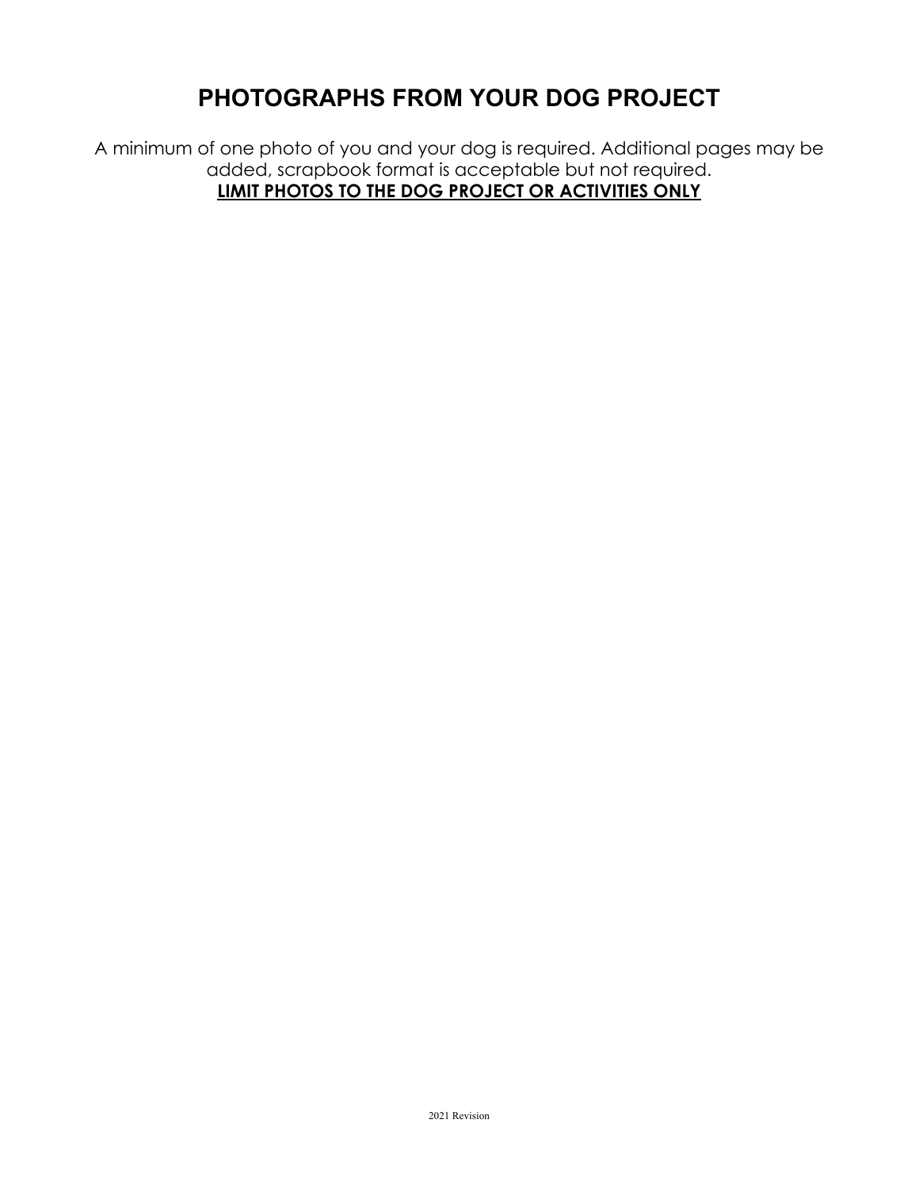# PHOTOGRAPHS FROM YOUR DOG PROJECT

A minimum of one photo of you and your dog is required. Additional pages may be added, scrapbook format is acceptable but not required.

**LIMIT PHOTOS TO THE DOG PROJECT OR ACTIVITIES ONLY**

2021 Revision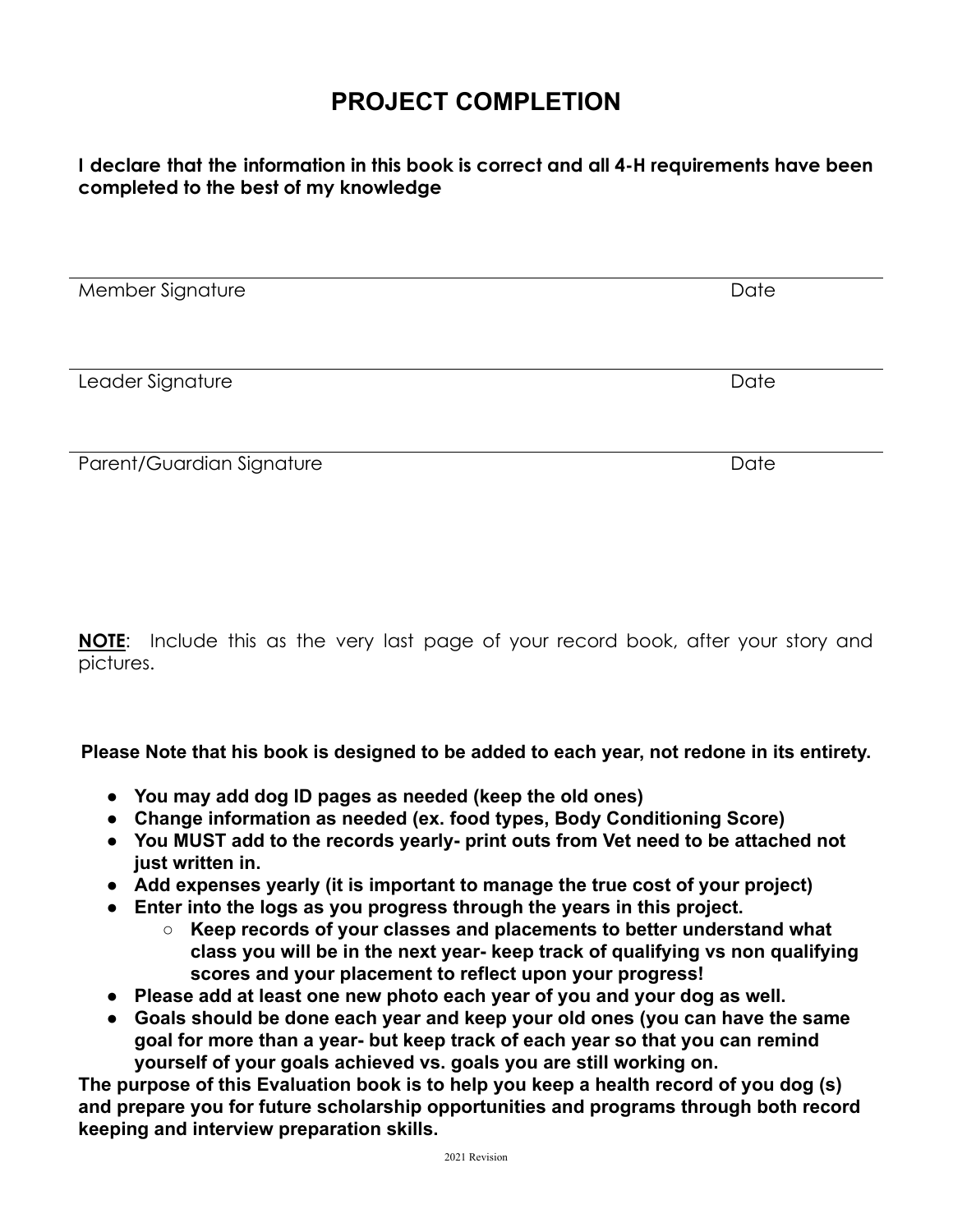# PROJECT COMPLETION

**I declare that the information in this book is correct and all 4-H requirements have been completed to the best of my knowledge**

Member Signature                                                                                    Date

Leader Signature                                                                                    Date

Parent/Guardian Signature                                                                        Date

**NOTE**: Include this as the very last page of your record book, after your story and pictures.

**Please Note that his book is designed to be added to each year, not redone in its entirety.**

- **You may add dog ID pages as needed (keep the old ones)**
- **Change information as needed (ex. food types, Body Conditioning Score)**
- **You MUST add to the records yearly- print outs from Vet need to be attached not just written in.**
- **Add expenses yearly (it is important to manage the true cost of your project)**
- **Enter into the logs as you progress through the years in this project.**
  - **Keep records of your classes and placements to better understand what class you will be in the next year- keep track of qualifying vs non qualifying scores and your placement to reflect upon your progress!**
- **Please add at least one new photo each year of you and your dog as well.**
- **Goals should be done each year and keep your old ones (you can have the same goal for more than a year- but keep track of each year so that you can remind yourself of your goals achieved vs. goals you are still working on.**

**The purpose of this Evaluation book is to help you keep a health record of you dog (s) and prepare you for future scholarship opportunities and programs through both record keeping and interview preparation skills.**

2021 Revision